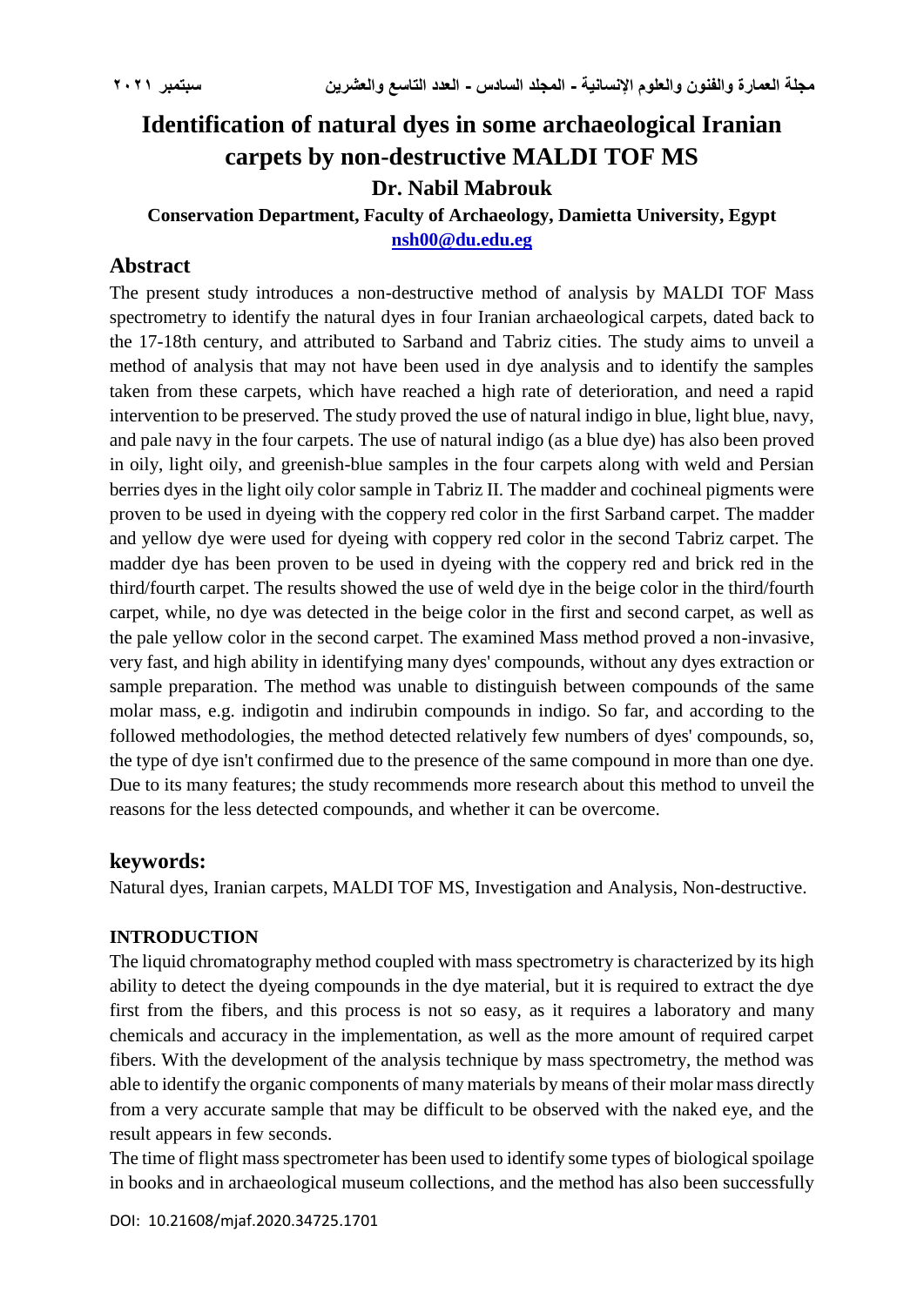# Identification of natural dyes in some archaeological Iranian carpets by non-destructive MALDI TOF MS

**Dr. Nabil Mabrouk**

**Conservation Department, Faculty of Archaeology, Damietta University, Egypt**

**nsh00@du.edu.eg**

## Abstract

The present study introduces a non-destructive method of analysis by MALDI TOF Mass spectrometry to identify the natural dyes in four Iranian archaeological carpets, dated back to the 17-18th century, and attributed to Sarband and Tabriz cities. The study aims to unveil a method of analysis that may not have been used in dye analysis and to identify the samples taken from these carpets, which have reached a high rate of deterioration, and need a rapid intervention to be preserved. The study proved the use of natural indigo in blue, light blue, navy, and pale navy in the four carpets. The use of natural indigo (as a blue dye) has also been proved in oily, light oily, and greenish-blue samples in the four carpets along with weld and Persian berries dyes in the light oily color sample in Tabriz II. The madder and cochineal pigments were proven to be used in dyeing with the coppery red color in the first Sarband carpet. The madder and yellow dye were used for dyeing with coppery red color in the second Tabriz carpet. The madder dye has been proven to be used in dyeing with the coppery red and brick red in the third/fourth carpet. The results showed the use of weld dye in the beige color in the third/fourth carpet, while, no dye was detected in the beige color in the first and second carpet, as well as the pale yellow color in the second carpet. The examined Mass method proved a non-invasive, very fast, and high ability in identifying many dyes' compounds, without any dyes extraction or sample preparation. The method was unable to distinguish between compounds of the same molar mass, e.g. indigotin and indirubin compounds in indigo. So far, and according to the followed methodologies, the method detected relatively few numbers of dyes' compounds, so, the type of dye isn't confirmed due to the presence of the same compound in more than one dye. Due to its many features; the study recommends more research about this method to unveil the reasons for the less detected compounds, and whether it can be overcome.

## keywords:

Natural dyes, Iranian carpets, MALDI TOF MS, Investigation and Analysis, Non-destructive.

## INTRODUCTION

The liquid chromatography method coupled with mass spectrometry is characterized by its high ability to detect the dyeing compounds in the dye material, but it is required to extract the dye first from the fibers, and this process is not so easy, as it requires a laboratory and many chemicals and accuracy in the implementation, as well as the more amount of required carpet fibers. With the development of the analysis technique by mass spectrometry, the method was able to identify the organic components of many materials by means of their molar mass directly from a very accurate sample that may be difficult to be observed with the naked eye, and the result appears in few seconds.

The time of flight mass spectrometer has been used to identify some types of biological spoilage in books and in archaeological museum collections, and the method has also been successfully

DOI: 10.21608/mjaf.2020.34725.1701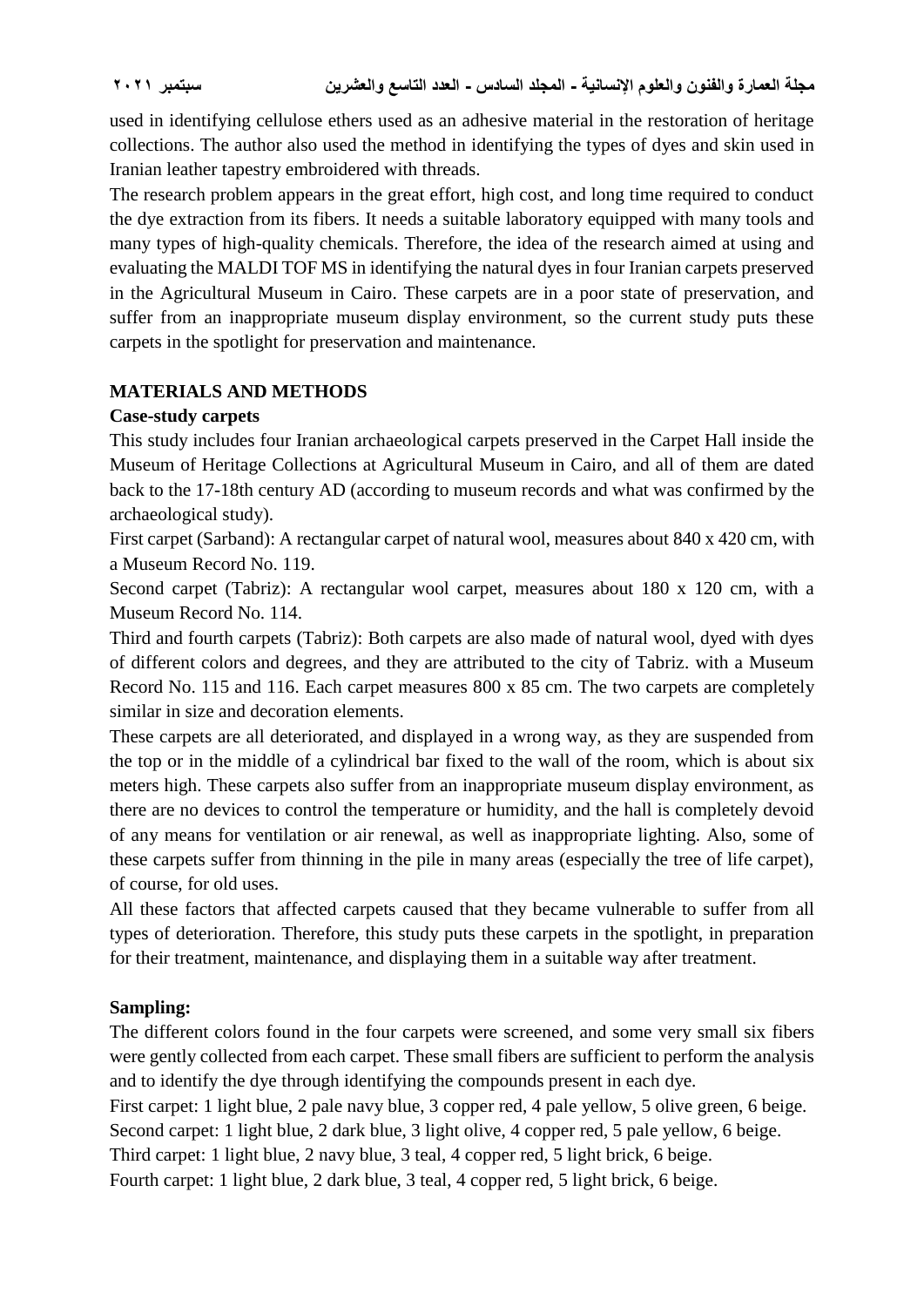used in identifying cellulose ethers used as an adhesive material in the restoration of heritage collections. The author also used the method in identifying the types of dyes and skin used in Iranian leather tapestry embroidered with threads.

The research problem appears in the great effort, high cost, and long time required to conduct the dye extraction from its fibers. It needs a suitable laboratory equipped with many tools and many types of high-quality chemicals. Therefore, the idea of the research aimed at using and evaluating the MALDI TOF MS in identifying the natural dyes in four Iranian carpets preserved in the Agricultural Museum in Cairo. These carpets are in a poor state of preservation, and suffer from an inappropriate museum display environment, so the current study puts these carpets in the spotlight for preservation and maintenance.

## MATERIALS AND METHODS

### Case-study carpets

This study includes four Iranian archaeological carpets preserved in the Carpet Hall inside the Museum of Heritage Collections at Agricultural Museum in Cairo, and all of them are dated back to the 17-18th century AD (according to museum records and what was confirmed by the archaeological study).

First carpet (Sarband): A rectangular carpet of natural wool, measures about 840 x 420 cm, with a Museum Record No. 119.

Second carpet (Tabriz): A rectangular wool carpet, measures about 180 x 120 cm, with a Museum Record No. 114.

Third and fourth carpets (Tabriz): Both carpets are also made of natural wool, dyed with dyes of different colors and degrees, and they are attributed to the city of Tabriz. with a Museum Record No. 115 and 116. Each carpet measures 800 x 85 cm. The two carpets are completely similar in size and decoration elements.

These carpets are all deteriorated, and displayed in a wrong way, as they are suspended from the top or in the middle of a cylindrical bar fixed to the wall of the room, which is about six meters high. These carpets also suffer from an inappropriate museum display environment, as there are no devices to control the temperature or humidity, and the hall is completely devoid of any means for ventilation or air renewal, as well as inappropriate lighting. Also, some of these carpets suffer from thinning in the pile in many areas (especially the tree of life carpet), of course, for old uses.

All these factors that affected carpets caused that they became vulnerable to suffer from all types of deterioration. Therefore, this study puts these carpets in the spotlight, in preparation for their treatment, maintenance, and displaying them in a suitable way after treatment.

### Sampling:

The different colors found in the four carpets were screened, and some very small six fibers were gently collected from each carpet. These small fibers are sufficient to perform the analysis and to identify the dye through identifying the compounds present in each dye.

First carpet: 1 light blue, 2 pale navy blue, 3 copper red, 4 pale yellow, 5 olive green, 6 beige.

Second carpet: 1 light blue, 2 dark blue, 3 light olive, 4 copper red, 5 pale yellow, 6 beige.

Third carpet: 1 light blue, 2 navy blue, 3 teal, 4 copper red, 5 light brick, 6 beige.

Fourth carpet: 1 light blue, 2 dark blue, 3 teal, 4 copper red, 5 light brick, 6 beige.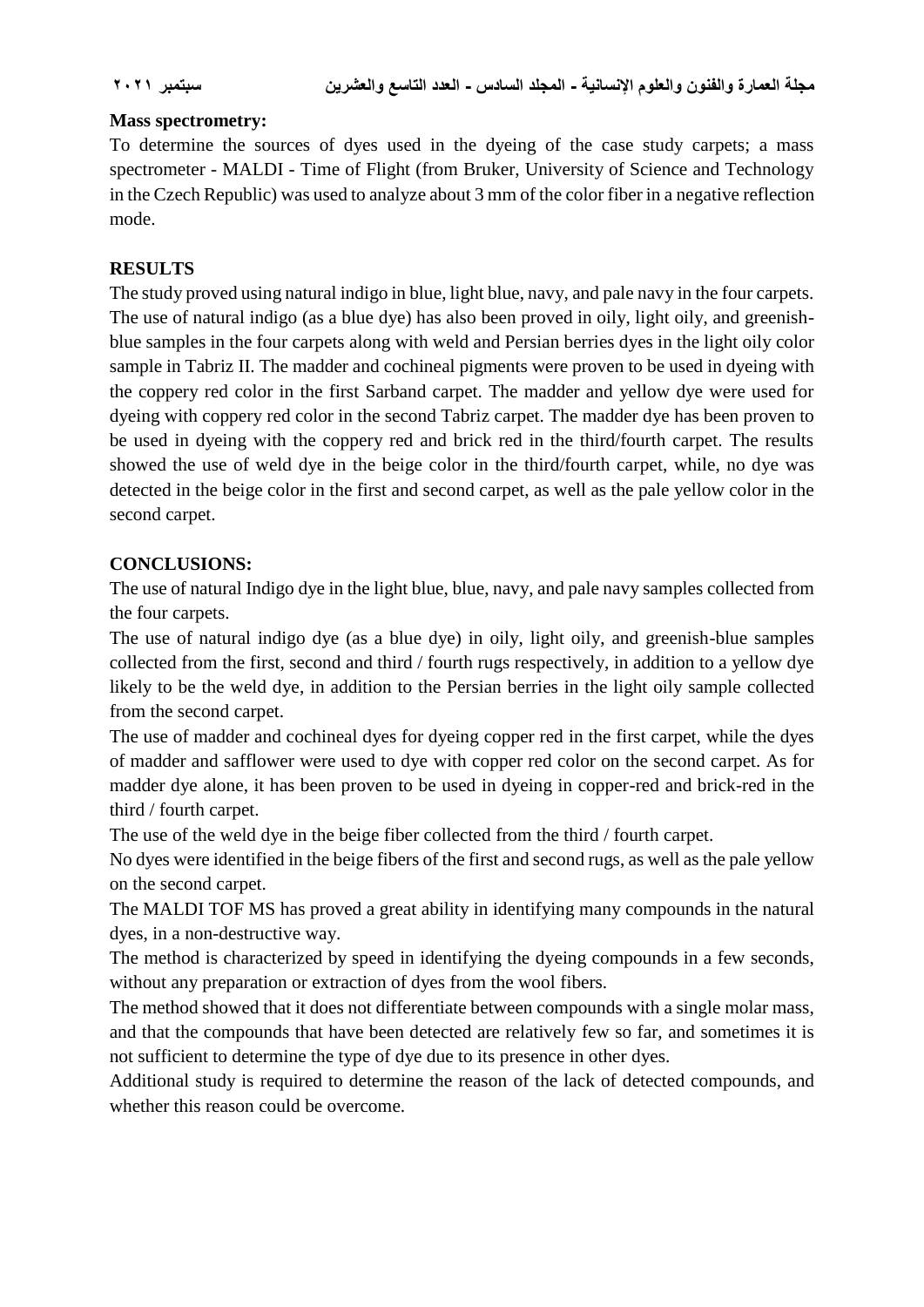**Mass spectrometry:**

To determine the sources of dyes used in the dyeing of the case study carpets; a mass spectrometer - MALDI - Time of Flight (from Bruker, University of Science and Technology in the Czech Republic) was used to analyze about 3 mm of the color fiber in a negative reflection mode.

**RESULTS**

The study proved using natural indigo in blue, light blue, navy, and pale navy in the four carpets. The use of natural indigo (as a blue dye) has also been proved in oily, light oily, and greenish-blue samples in the four carpets along with weld and Persian berries dyes in the light oily color sample in Tabriz II. The madder and cochineal pigments were proven to be used in dyeing with the coppery red color in the first Sarband carpet. The madder and yellow dye were used for dyeing with coppery red color in the second Tabriz carpet. The madder dye has been proven to be used in dyeing with the coppery red and brick red in the third/fourth carpet. The results showed the use of weld dye in the beige color in the third/fourth carpet, while, no dye was detected in the beige color in the first and second carpet, as well as the pale yellow color in the second carpet.

**CONCLUSIONS:**

The use of natural Indigo dye in the light blue, blue, navy, and pale navy samples collected from the four carpets.

The use of natural indigo dye (as a blue dye) in oily, light oily, and greenish-blue samples collected from the first, second and third / fourth rugs respectively, in addition to a yellow dye likely to be the weld dye, in addition to the Persian berries in the light oily sample collected from the second carpet.

The use of madder and cochineal dyes for dyeing copper red in the first carpet, while the dyes of madder and safflower were used to dye with copper red color on the second carpet. As for madder dye alone, it has been proven to be used in dyeing in copper-red and brick-red in the third / fourth carpet.

The use of the weld dye in the beige fiber collected from the third / fourth carpet.

No dyes were identified in the beige fibers of the first and second rugs, as well as the pale yellow on the second carpet.

The MALDI TOF MS has proved a great ability in identifying many compounds in the natural dyes, in a non-destructive way.

The method is characterized by speed in identifying the dyeing compounds in a few seconds, without any preparation or extraction of dyes from the wool fibers.

The method showed that it does not differentiate between compounds with a single molar mass, and that the compounds that have been detected are relatively few so far, and sometimes it is not sufficient to determine the type of dye due to its presence in other dyes.

Additional study is required to determine the reason of the lack of detected compounds, and whether this reason could be overcome.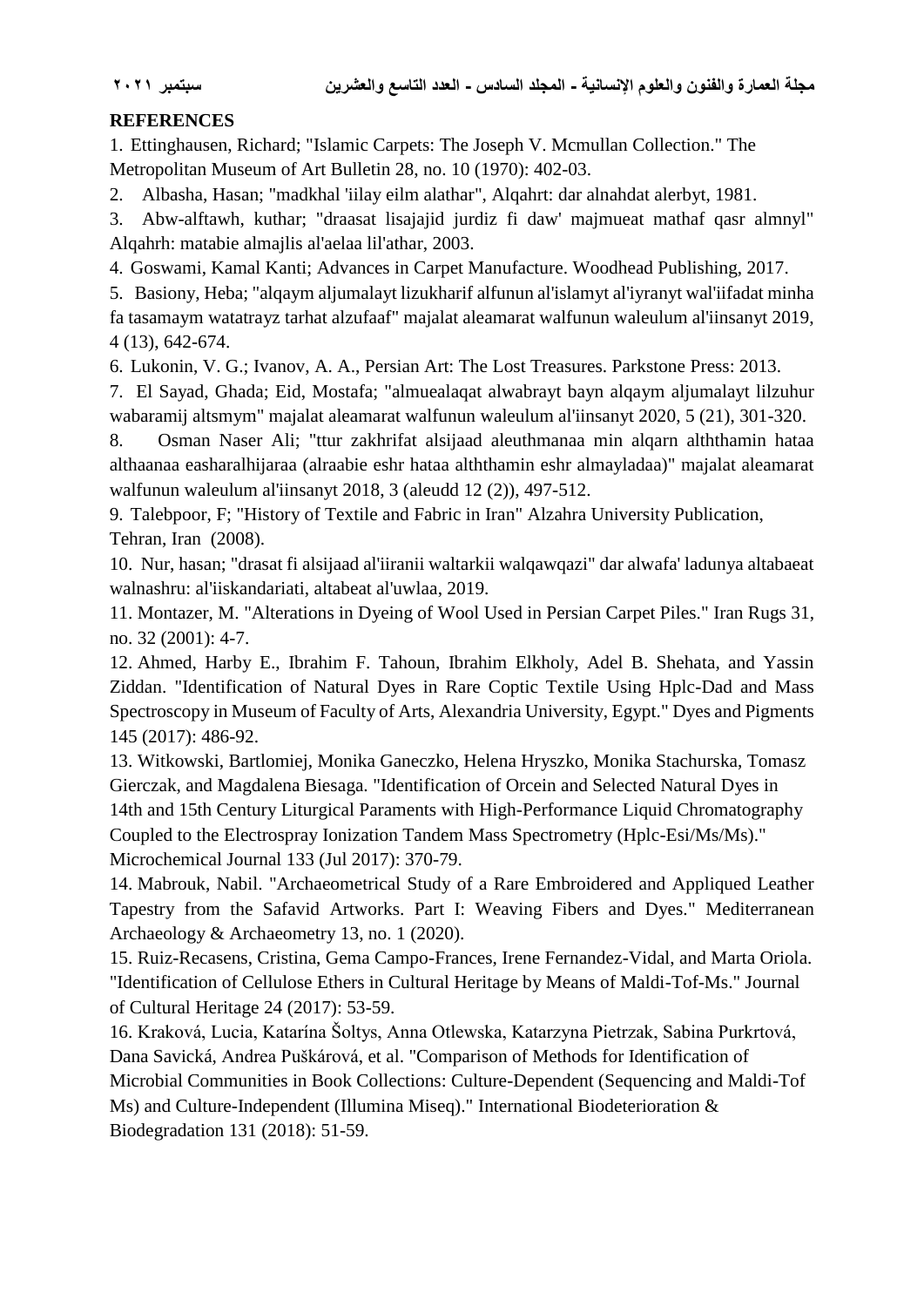**REFERENCES**

1. Ettinghausen, Richard; "Islamic Carpets: The Joseph V. Mcmullan Collection." The Metropolitan Museum of Art Bulletin 28, no. 10 (1970): 402-03.
2. Albasha, Hasan; "madkhal 'iilay eilm alathar", Alqahrt: dar alnahdat alerbyt, 1981.
3. Abw-alftawh, kuthar; "draasat lisajajid jurdiz fi daw' majmueat mathaf qasr almnyl" Alqahrh: matabie almajlis al'aelaa lil'athar, 2003.
4. Goswami, Kamal Kanti; Advances in Carpet Manufacture. Woodhead Publishing, 2017.
5. Basiony, Heba; "alqaym aljumalayt lizukharif alfunun al'islamyt al'iyranyt wal'iifadat minha fa tasamaym watatrayz tarhat alzufaaf" majalat aleamarat walfunun waleulum al'iinsanyt 2019, 4 (13), 642-674.
6. Lukonin, V. G.; Ivanov, A. A., Persian Art: The Lost Treasures. Parkstone Press: 2013.
7. El Sayad, Ghada; Eid, Mostafa; "almuealaqat alwabrayt bayn alqaym aljumalayt lilzuhur wabaramij altsmym" majalat aleamarat walfunun waleulum al'iinsanyt 2020, 5 (21), 301-320.
8. Osman Naser Ali; "ttur zakhrifat alsijaad aleuthmanaa min alqarn alththamin hataa althaanaa easharalhijaraa (alraabie eshr hataa alththamin eshr almayladaa)" majalat aleamarat walfunun waleulum al'iinsanyt 2018, 3 (aleudd 12 (2)), 497-512.
9. Talebpoor, F; "History of Textile and Fabric in Iran" Alzahra University Publication, Tehran, Iran (2008).
10. Nur, hasan; "drasat fi alsijaad al'iiranii waltarkii walqawqazi" dar alwafa' ladunya altabaeat walnashru: al'iiskandariati, altabeat al'uwlaa, 2019.
11. Montazer, M. "Alterations in Dyeing of Wool Used in Persian Carpet Piles." Iran Rugs 31, no. 32 (2001): 4-7.
12. Ahmed, Harby E., Ibrahim F. Tahoun, Ibrahim Elkholy, Adel B. Shehata, and Yassin Ziddan. "Identification of Natural Dyes in Rare Coptic Textile Using Hplc-Dad and Mass Spectroscopy in Museum of Faculty of Arts, Alexandria University, Egypt." Dyes and Pigments 145 (2017): 486-92.
13. Witkowski, Bartlomiej, Monika Ganeczko, Helena Hryszko, Monika Stachurska, Tomasz Gierczak, and Magdalena Biesaga. "Identification of Orcein and Selected Natural Dyes in 14th and 15th Century Liturgical Paraments with High-Performance Liquid Chromatography Coupled to the Electrospray Ionization Tandem Mass Spectrometry (Hplc-Esi/Ms/Ms)." Microchemical Journal 133 (Jul 2017): 370-79.
14. Mabrouk, Nabil. "Archaeometrical Study of a Rare Embroidered and Appliqued Leather Tapestry from the Safavid Artworks. Part I: Weaving Fibers and Dyes." Mediterranean Archaeology & Archaeometry 13, no. 1 (2020).
15. Ruiz-Recasens, Cristina, Gema Campo-Frances, Irene Fernandez-Vidal, and Marta Oriola. "Identification of Cellulose Ethers in Cultural Heritage by Means of Maldi-Tof-Ms." Journal of Cultural Heritage 24 (2017): 53-59.
16. Kraková, Lucia, Katarína Šoltys, Anna Otlewska, Katarzyna Pietrzak, Sabina Purkrtová, Dana Savická, Andrea Puškárová, et al. "Comparison of Methods for Identification of Microbial Communities in Book Collections: Culture-Dependent (Sequencing and Maldi-Tof Ms) and Culture-Independent (Illumina Miseq)." International Biodeterioration & Biodegradation 131 (2018): 51-59.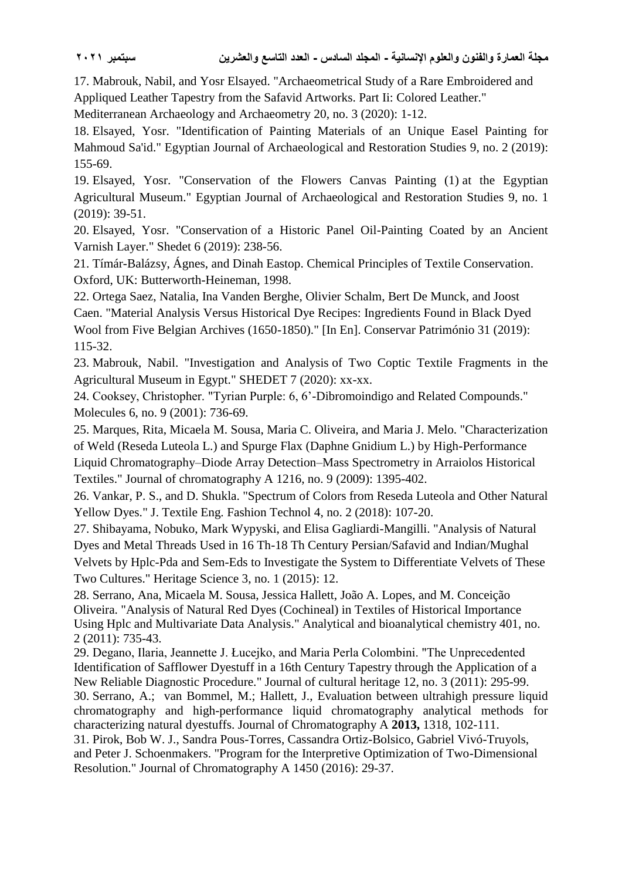17. Mabrouk, Nabil, and Yosr Elsayed. "Archaeometrical Study of a Rare Embroidered and Appliqued Leather Tapestry from the Safavid Artworks. Part Ii: Colored Leather." Mediterranean Archaeology and Archaeometry 20, no. 3 (2020): 1-12.

18. Elsayed, Yosr. "Identification of Painting Materials of an Unique Easel Painting for Mahmoud Sa'id." Egyptian Journal of Archaeological and Restoration Studies 9, no. 2 (2019): 155-69.

19. Elsayed, Yosr. "Conservation of the Flowers Canvas Painting (1) at the Egyptian Agricultural Museum." Egyptian Journal of Archaeological and Restoration Studies 9, no. 1 (2019): 39-51.

20. Elsayed, Yosr. "Conservation of a Historic Panel Oil-Painting Coated by an Ancient Varnish Layer." Shedet 6 (2019): 238-56.

21. Tímár-Balázsy, Ágnes, and Dinah Eastop. Chemical Principles of Textile Conservation. Oxford, UK: Butterworth-Heineman, 1998.

22. Ortega Saez, Natalia, Ina Vanden Berghe, Olivier Schalm, Bert De Munck, and Joost Caen. "Material Analysis Versus Historical Dye Recipes: Ingredients Found in Black Dyed Wool from Five Belgian Archives (1650-1850)." [In En]. Conservar Património 31 (2019): 115-32.

23. Mabrouk, Nabil. "Investigation and Analysis of Two Coptic Textile Fragments in the Agricultural Museum in Egypt." SHEDET 7 (2020): xx-xx.

24. Cooksey, Christopher. "Tyrian Purple: 6, 6'-Dibromoindigo and Related Compounds." Molecules 6, no. 9 (2001): 736-69.

25. Marques, Rita, Micaela M. Sousa, Maria C. Oliveira, and Maria J. Melo. "Characterization of Weld (Reseda Luteola L.) and Spurge Flax (Daphne Gnidium L.) by High-Performance Liquid Chromatography–Diode Array Detection–Mass Spectrometry in Arraiolos Historical Textiles." Journal of chromatography A 1216, no. 9 (2009): 1395-402.

26. Vankar, P. S., and D. Shukla. "Spectrum of Colors from Reseda Luteola and Other Natural Yellow Dyes." J. Textile Eng. Fashion Technol 4, no. 2 (2018): 107-20.

27. Shibayama, Nobuko, Mark Wypyski, and Elisa Gagliardi-Mangilli. "Analysis of Natural Dyes and Metal Threads Used in 16 Th-18 Th Century Persian/Safavid and Indian/Mughal Velvets by Hplc-Pda and Sem-Eds to Investigate the System to Differentiate Velvets of These Two Cultures." Heritage Science 3, no. 1 (2015): 12.

28. Serrano, Ana, Micaela M. Sousa, Jessica Hallett, João A. Lopes, and M. Conceição Oliveira. "Analysis of Natural Red Dyes (Cochineal) in Textiles of Historical Importance Using Hplc and Multivariate Data Analysis." Analytical and bioanalytical chemistry 401, no. 2 (2011): 735-43.

29. Degano, Ilaria, Jeannette J. Łucejko, and Maria Perla Colombini. "The Unprecedented Identification of Safflower Dyestuff in a 16th Century Tapestry through the Application of a New Reliable Diagnostic Procedure." Journal of cultural heritage 12, no. 3 (2011): 295-99.

30. Serrano, A.; van Bommel, M.; Hallett, J., Evaluation between ultrahigh pressure liquid chromatography and high-performance liquid chromatography analytical methods for characterizing natural dyestuffs. Journal of Chromatography A **2013,** 1318, 102-111.

31. Pirok, Bob W. J., Sandra Pous-Torres, Cassandra Ortiz-Bolsico, Gabriel Vivó-Truyols, and Peter J. Schoenmakers. "Program for the Interpretive Optimization of Two-Dimensional Resolution." Journal of Chromatography A 1450 (2016): 29-37.